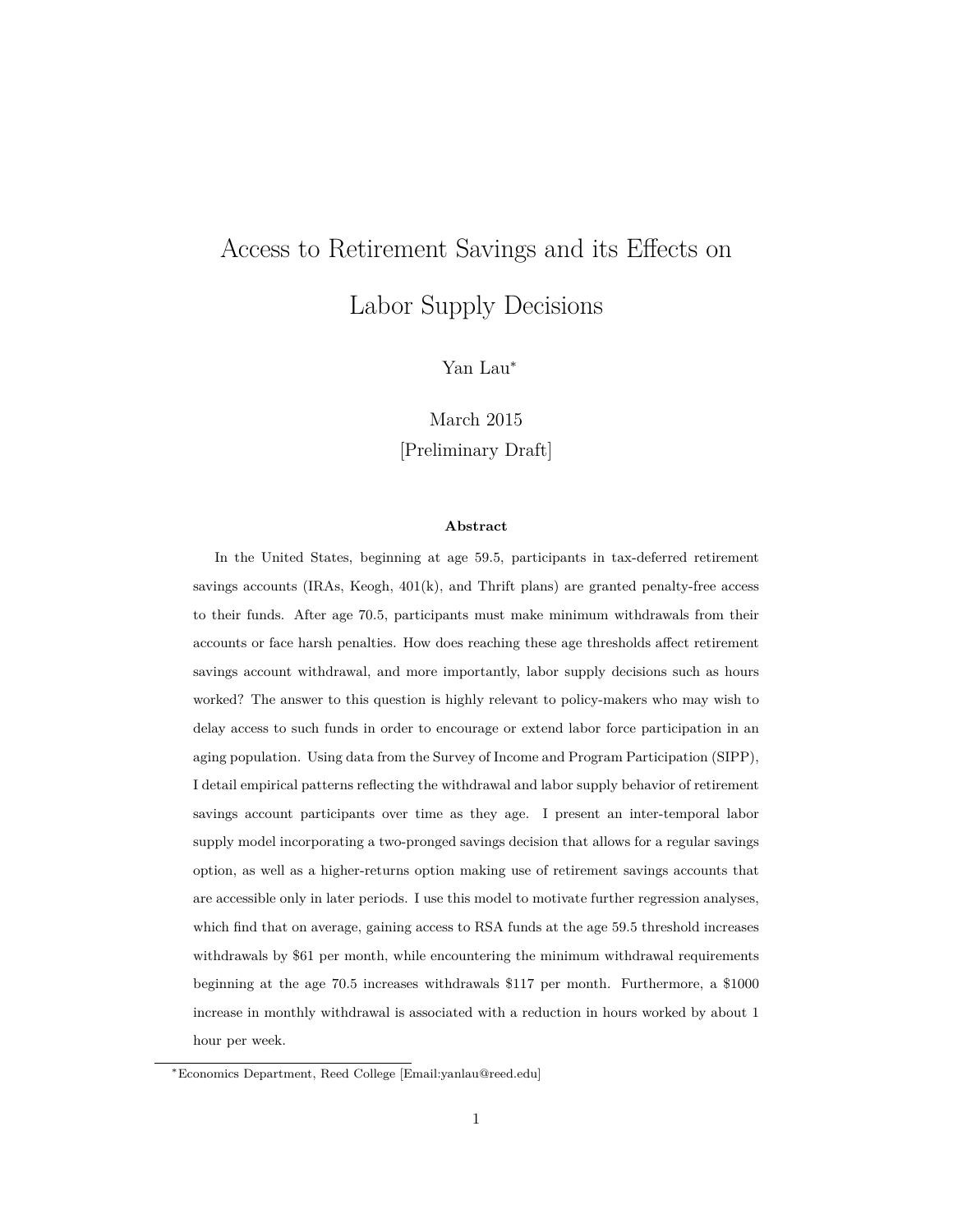# Access to Retirement Savings and its Effects on Labor Supply Decisions

Yan Lau[*]

March 2015

[Preliminary Draft]

**Abstract**

In the United States, beginning at age 59.5, participants in tax-deferred retirement savings accounts (IRAs, Keogh, 401(k), and Thrift plans) are granted penalty-free access to their funds. After age 70.5, participants must make minimum withdrawals from their accounts or face harsh penalties. How does reaching these age thresholds affect retirement savings account withdrawal, and more importantly, labor supply decisions such as hours worked? The answer to this question is highly relevant to policy-makers who may wish to delay access to such funds in order to encourage or extend labor force participation in an aging population. Using data from the Survey of Income and Program Participation (SIPP), I detail empirical patterns reflecting the withdrawal and labor supply behavior of retirement savings account participants over time as they age. I present an inter-temporal labor supply model incorporating a two-pronged savings decision that allows for a regular savings option, as well as a higher-returns option making use of retirement savings accounts that are accessible only in later periods. I use this model to motivate further regression analyses, which find that on average, gaining access to RSA funds at the age 59.5 threshold increases withdrawals by $61 per month, while encountering the minimum withdrawal requirements beginning at the age 70.5 increases withdrawals $117 per month. Furthermore, a $1000 increase in monthly withdrawal is associated with a reduction in hours worked by about 1 hour per week.

[*] Economics Department, Reed College [Email:yanlau@reed.edu]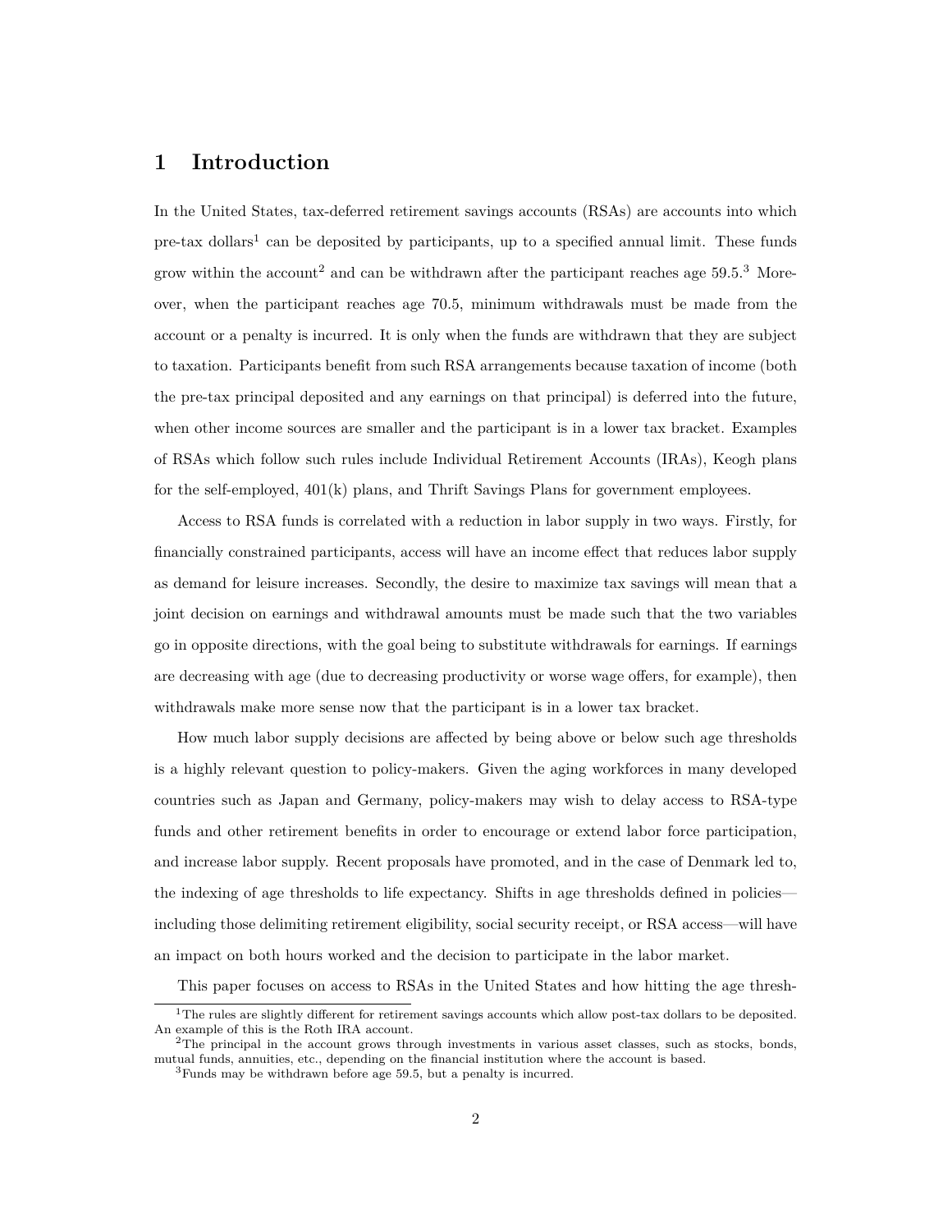# 1 Introduction

In the United States, tax-deferred retirement savings accounts (RSAs) are accounts into which pre-tax dollars[1] can be deposited by participants, up to a specified annual limit. These funds grow within the account[2] and can be withdrawn after the participant reaches age 59.5.[3] Moreover, when the participant reaches age 70.5, minimum withdrawals must be made from the account or a penalty is incurred. It is only when the funds are withdrawn that they are subject to taxation. Participants benefit from such RSA arrangements because taxation of income (both the pre-tax principal deposited and any earnings on that principal) is deferred into the future, when other income sources are smaller and the participant is in a lower tax bracket. Examples of RSAs which follow such rules include Individual Retirement Accounts (IRAs), Keogh plans for the self-employed, 401(k) plans, and Thrift Savings Plans for government employees.

Access to RSA funds is correlated with a reduction in labor supply in two ways. Firstly, for financially constrained participants, access will have an income effect that reduces labor supply as demand for leisure increases. Secondly, the desire to maximize tax savings will mean that a joint decision on earnings and withdrawal amounts must be made such that the two variables go in opposite directions, with the goal being to substitute withdrawals for earnings. If earnings are decreasing with age (due to decreasing productivity or worse wage offers, for example), then withdrawals make more sense now that the participant is in a lower tax bracket.

How much labor supply decisions are affected by being above or below such age thresholds is a highly relevant question to policy-makers. Given the aging workforces in many developed countries such as Japan and Germany, policy-makers may wish to delay access to RSA-type funds and other retirement benefits in order to encourage or extend labor force participation, and increase labor supply. Recent proposals have promoted, and in the case of Denmark led to, the indexing of age thresholds to life expectancy. Shifts in age thresholds defined in policies—including those delimiting retirement eligibility, social security receipt, or RSA access—will have an impact on both hours worked and the decision to participate in the labor market.

This paper focuses on access to RSAs in the United States and how hitting the age thresh-

[1] The rules are slightly different for retirement savings accounts which allow post-tax dollars to be deposited. An example of this is the Roth IRA account.

[2] The principal in the account grows through investments in various asset classes, such as stocks, bonds, mutual funds, annuities, etc., depending on the financial institution where the account is based.

[3] Funds may be withdrawn before age 59.5, but a penalty is incurred.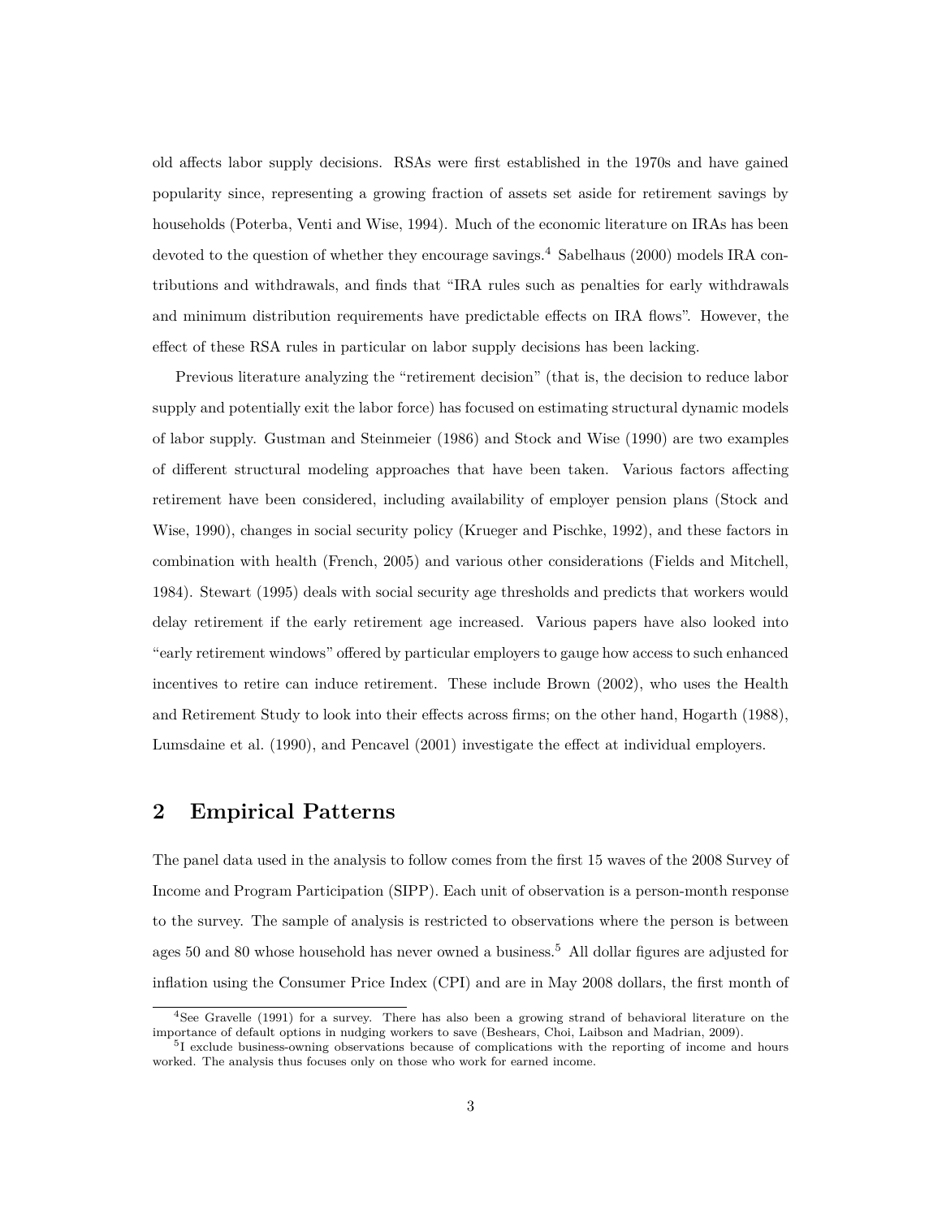old affects labor supply decisions. RSAs were first established in the 1970s and have gained popularity since, representing a growing fraction of assets set aside for retirement savings by households (Poterba, Venti and Wise, 1994). Much of the economic literature on IRAs has been devoted to the question of whether they encourage savings.[4] Sabelhaus (2000) models IRA contributions and withdrawals, and finds that "IRA rules such as penalties for early withdrawals and minimum distribution requirements have predictable effects on IRA flows". However, the effect of these RSA rules in particular on labor supply decisions has been lacking.

Previous literature analyzing the "retirement decision" (that is, the decision to reduce labor supply and potentially exit the labor force) has focused on estimating structural dynamic models of labor supply. Gustman and Steinmeier (1986) and Stock and Wise (1990) are two examples of different structural modeling approaches that have been taken. Various factors affecting retirement have been considered, including availability of employer pension plans (Stock and Wise, 1990), changes in social security policy (Krueger and Pischke, 1992), and these factors in combination with health (French, 2005) and various other considerations (Fields and Mitchell, 1984). Stewart (1995) deals with social security age thresholds and predicts that workers would delay retirement if the early retirement age increased. Various papers have also looked into "early retirement windows" offered by particular employers to gauge how access to such enhanced incentives to retire can induce retirement. These include Brown (2002), who uses the Health and Retirement Study to look into their effects across firms; on the other hand, Hogarth (1988), Lumsdaine et al. (1990), and Pencavel (2001) investigate the effect at individual employers.

## 2 Empirical Patterns

The panel data used in the analysis to follow comes from the first 15 waves of the 2008 Survey of Income and Program Participation (SIPP). Each unit of observation is a person-month response to the survey. The sample of analysis is restricted to observations where the person is between ages 50 and 80 whose household has never owned a business.[5] All dollar figures are adjusted for inflation using the Consumer Price Index (CPI) and are in May 2008 dollars, the first month of

[4] See Gravelle (1991) for a survey. There has also been a growing strand of behavioral literature on the importance of default options in nudging workers to save (Beshears, Choi, Laibson and Madrian, 2009).

[5] I exclude business-owning observations because of complications with the reporting of income and hours worked. The analysis thus focuses only on those who work for earned income.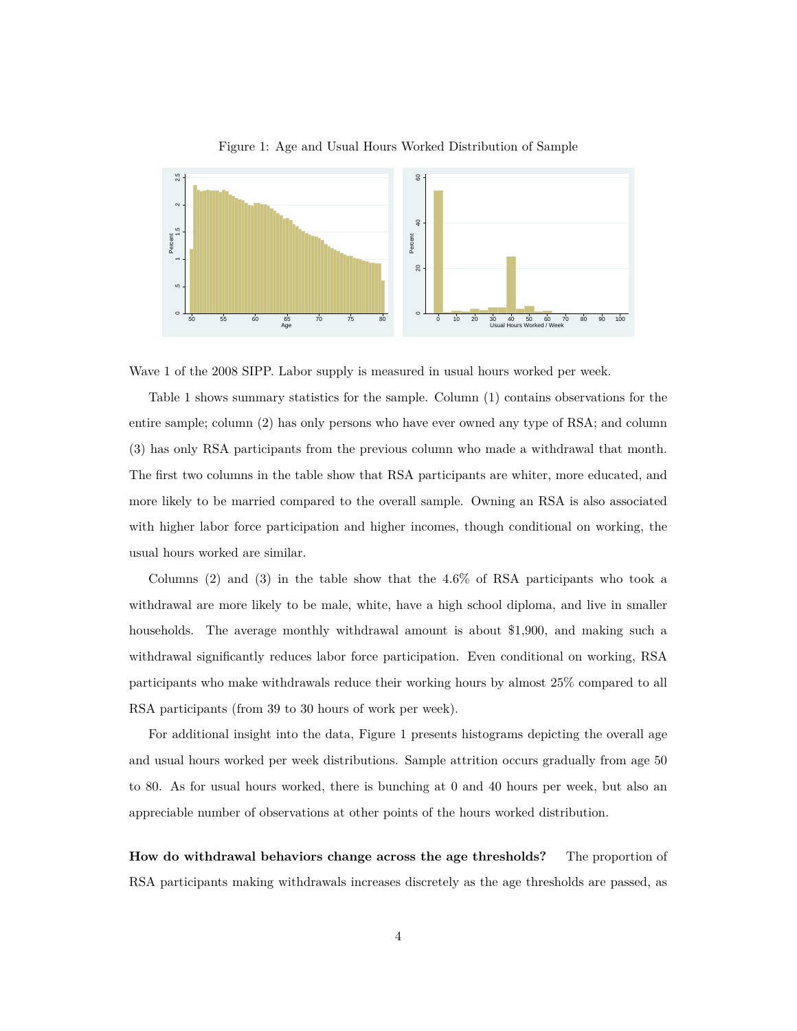Figure 1: Age and Usual Hours Worked Distribution of Sample

Wave 1 of the 2008 SIPP. Labor supply is measured in usual hours worked per week.

Table 1 shows summary statistics for the sample. Column (1) contains observations for the entire sample; column (2) has only persons who have ever owned any type of RSA; and column (3) has only RSA participants from the previous column who made a withdrawal that month. The first two columns in the table show that RSA participants are whiter, more educated, and more likely to be married compared to the overall sample. Owning an RSA is also associated with higher labor force participation and higher incomes, though conditional on working, the usual hours worked are similar.

Columns (2) and (3) in the table show that the 4.6% of RSA participants who took a withdrawal are more likely to be male, white, have a high school diploma, and live in smaller households. The average monthly withdrawal amount is about $1,900, and making such a withdrawal significantly reduces labor force participation. Even conditional on working, RSA participants who make withdrawals reduce their working hours by almost 25% compared to all RSA participants (from 39 to 30 hours of work per week).

For additional insight into the data, Figure 1 presents histograms depicting the overall age and usual hours worked per week distributions. Sample attrition occurs gradually from age 50 to 80. As for usual hours worked, there is bunching at 0 and 40 hours per week, but also an appreciable number of observations at other points of the hours worked distribution.

**How do withdrawal behaviors change across the age thresholds?** The proportion of RSA participants making withdrawals increases discretely as the age thresholds are passed, as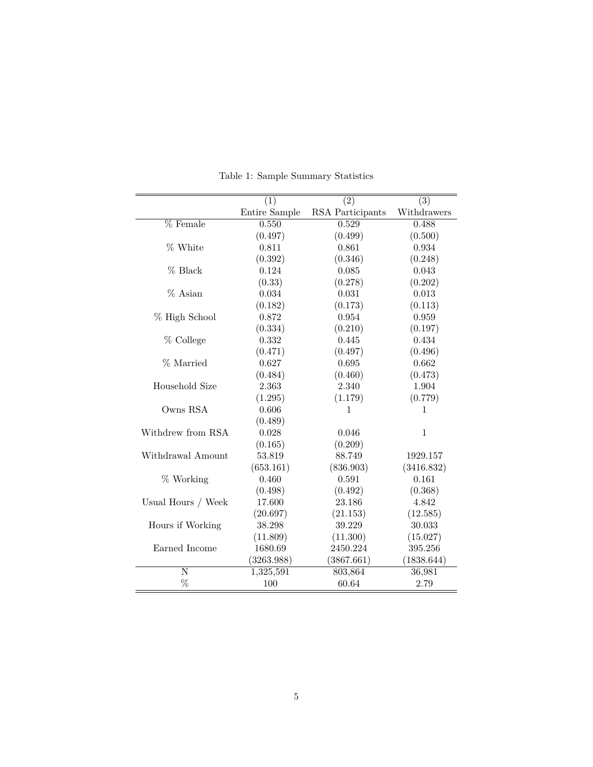Table 1: Sample Summary Statistics

| | (1) | (2) | (3) |
|---|---|---|---|
| | Entire Sample | RSA Participants | Withdrawers |
| % Female | 0.550 | 0.529 | 0.488 |
| | (0.497) | (0.499) | (0.500) |
| % White | 0.811 | 0.861 | 0.934 |
| | (0.392) | (0.346) | (0.248) |
| % Black | 0.124 | 0.085 | 0.043 |
| | (0.33) | (0.278) | (0.202) |
| % Asian | 0.034 | 0.031 | 0.013 |
| | (0.182) | (0.173) | (0.113) |
| % High School | 0.872 | 0.954 | 0.959 |
| | (0.334) | (0.210) | (0.197) |
| % College | 0.332 | 0.445 | 0.434 |
| | (0.471) | (0.497) | (0.496) |
| % Married | 0.627 | 0.695 | 0.662 |
| | (0.484) | (0.460) | (0.473) |
| Household Size | 2.363 | 2.340 | 1.904 |
| | (1.295) | (1.179) | (0.779) |
| Owns RSA | 0.606 | 1 | 1 |
| | (0.489) | | |
| Withdrew from RSA | 0.028 | 0.046 | 1 |
| | (0.165) | (0.209) | |
| Withdrawal Amount | 53.819 | 88.749 | 1929.157 |
| | (653.161) | (836.903) | (3416.832) |
| % Working | 0.460 | 0.591 | 0.161 |
| | (0.498) | (0.492) | (0.368) |
| Usual Hours / Week | 17.600 | 23.186 | 4.842 |
| | (20.697) | (21.153) | (12.585) |
| Hours if Working | 38.298 | 39.229 | 30.033 |
| | (11.809) | (11.300) | (15.027) |
| Earned Income | 1680.69 | 2450.224 | 395.256 |
| | (3263.988) | (3867.661) | (1838.644) |
| N | 1,325,591 | 803,864 | 36,981 |
| % | 100 | 60.64 | 2.79 |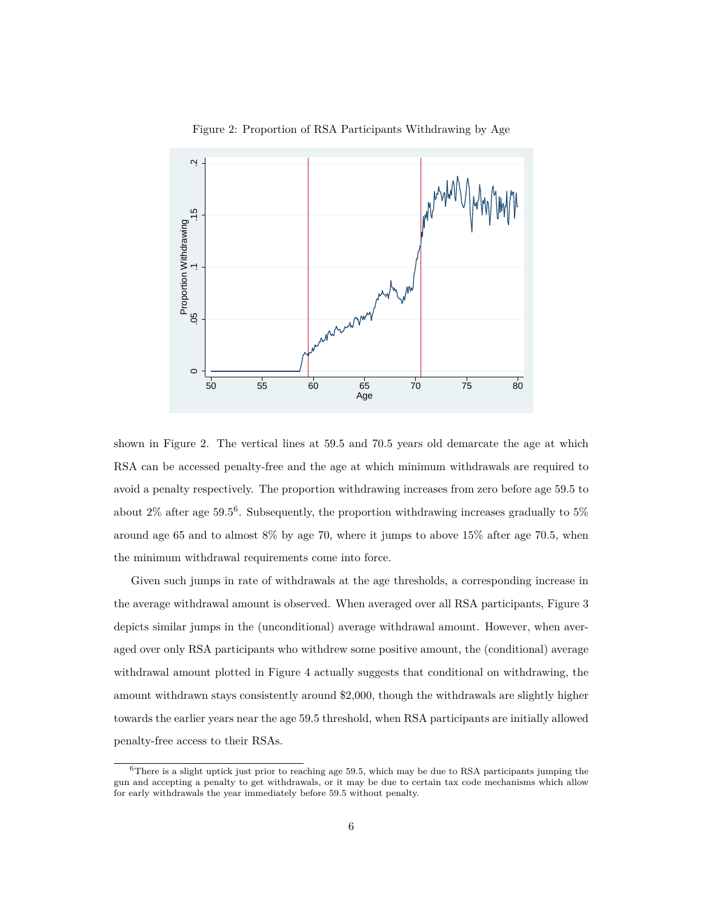Figure 2: Proportion of RSA Participants Withdrawing by Age

shown in Figure 2. The vertical lines at 59.5 and 70.5 years old demarcate the age at which RSA can be accessed penalty-free and the age at which minimum withdrawals are required to avoid a penalty respectively. The proportion withdrawing increases from zero before age 59.5 to about 2% after age 59.5[6]. Subsequently, the proportion withdrawing increases gradually to 5% around age 65 and to almost 8% by age 70, where it jumps to above 15% after age 70.5, when the minimum withdrawal requirements come into force.

Given such jumps in rate of withdrawals at the age thresholds, a corresponding increase in the average withdrawal amount is observed. When averaged over all RSA participants, Figure 3 depicts similar jumps in the (unconditional) average withdrawal amount. However, when averaged over only RSA participants who withdrew some positive amount, the (conditional) average withdrawal amount plotted in Figure 4 actually suggests that conditional on withdrawing, the amount withdrawn stays consistently around $2,000, though the withdrawals are slightly higher towards the earlier years near the age 59.5 threshold, when RSA participants are initially allowed penalty-free access to their RSAs.

[6] There is a slight uptick just prior to reaching age 59.5, which may be due to RSA participants jumping the gun and accepting a penalty to get withdrawals, or it may be due to certain tax code mechanisms which allow for early withdrawals the year immediately before 59.5 without penalty.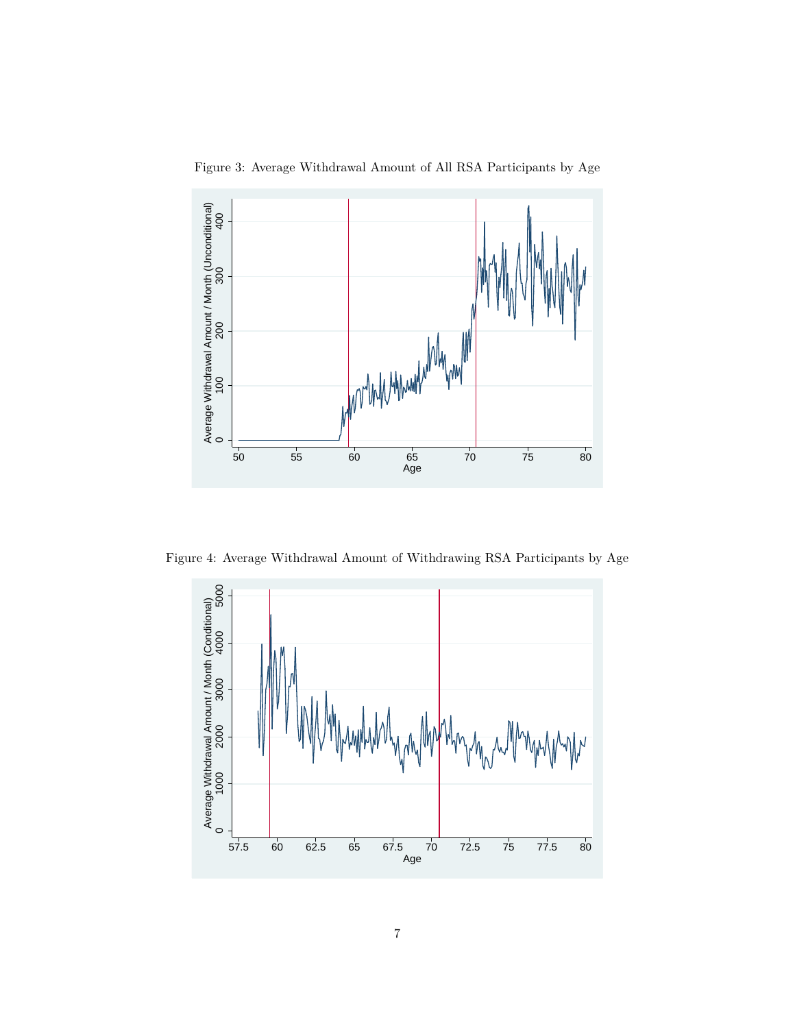Figure 3: Average Withdrawal Amount of All RSA Participants by Age

Figure 4: Average Withdrawal Amount of Withdrawing RSA Participants by Age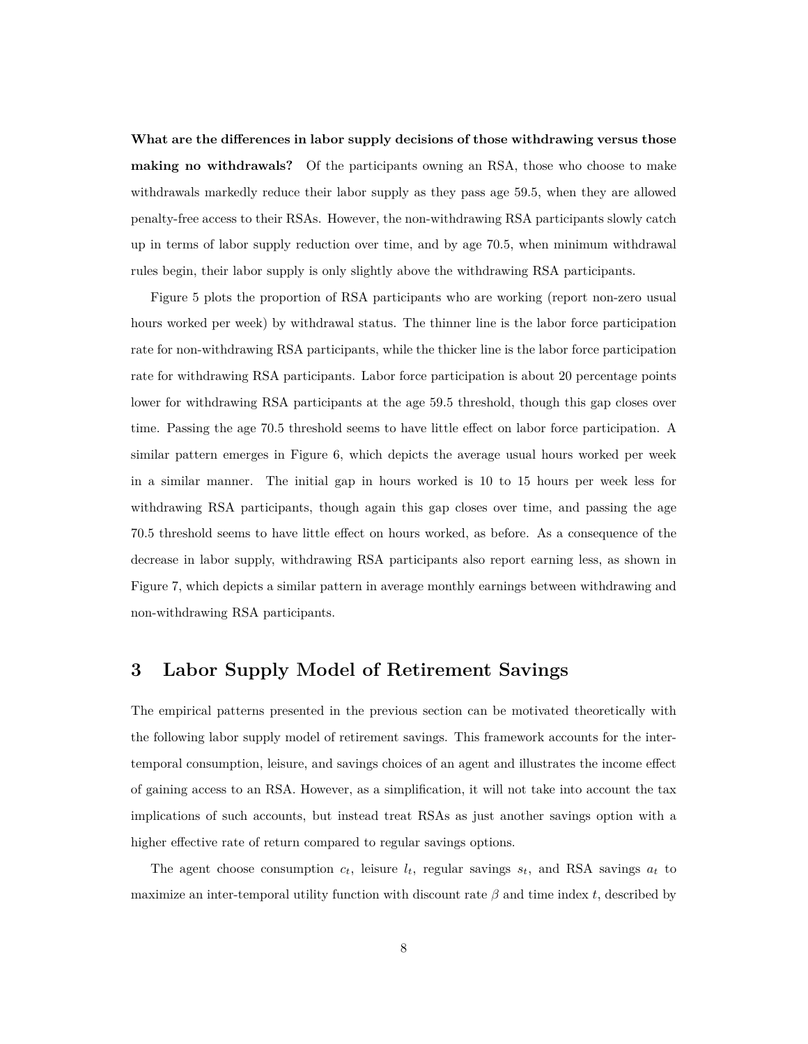**What are the differences in labor supply decisions of those withdrawing versus those making no withdrawals?** Of the participants owning an RSA, those who choose to make withdrawals markedly reduce their labor supply as they pass age 59.5, when they are allowed penalty-free access to their RSAs. However, the non-withdrawing RSA participants slowly catch up in terms of labor supply reduction over time, and by age 70.5, when minimum withdrawal rules begin, their labor supply is only slightly above the withdrawing RSA participants.

Figure 5 plots the proportion of RSA participants who are working (report non-zero usual hours worked per week) by withdrawal status. The thinner line is the labor force participation rate for non-withdrawing RSA participants, while the thicker line is the labor force participation rate for withdrawing RSA participants. Labor force participation is about 20 percentage points lower for withdrawing RSA participants at the age 59.5 threshold, though this gap closes over time. Passing the age 70.5 threshold seems to have little effect on labor force participation. A similar pattern emerges in Figure 6, which depicts the average usual hours worked per week in a similar manner. The initial gap in hours worked is 10 to 15 hours per week less for withdrawing RSA participants, though again this gap closes over time, and passing the age 70.5 threshold seems to have little effect on hours worked, as before. As a consequence of the decrease in labor supply, withdrawing RSA participants also report earning less, as shown in Figure 7, which depicts a similar pattern in average monthly earnings between withdrawing and non-withdrawing RSA participants.

## 3 Labor Supply Model of Retirement Savings

The empirical patterns presented in the previous section can be motivated theoretically with the following labor supply model of retirement savings. This framework accounts for the inter-temporal consumption, leisure, and savings choices of an agent and illustrates the income effect of gaining access to an RSA. However, as a simplification, it will not take into account the tax implications of such accounts, but instead treat RSAs as just another savings option with a higher effective rate of return compared to regular savings options.

The agent choose consumption $c_t$, leisure $l_t$, regular savings $s_t$, and RSA savings $a_t$ to maximize an inter-temporal utility function with discount rate $\beta$ and time index $t$, described by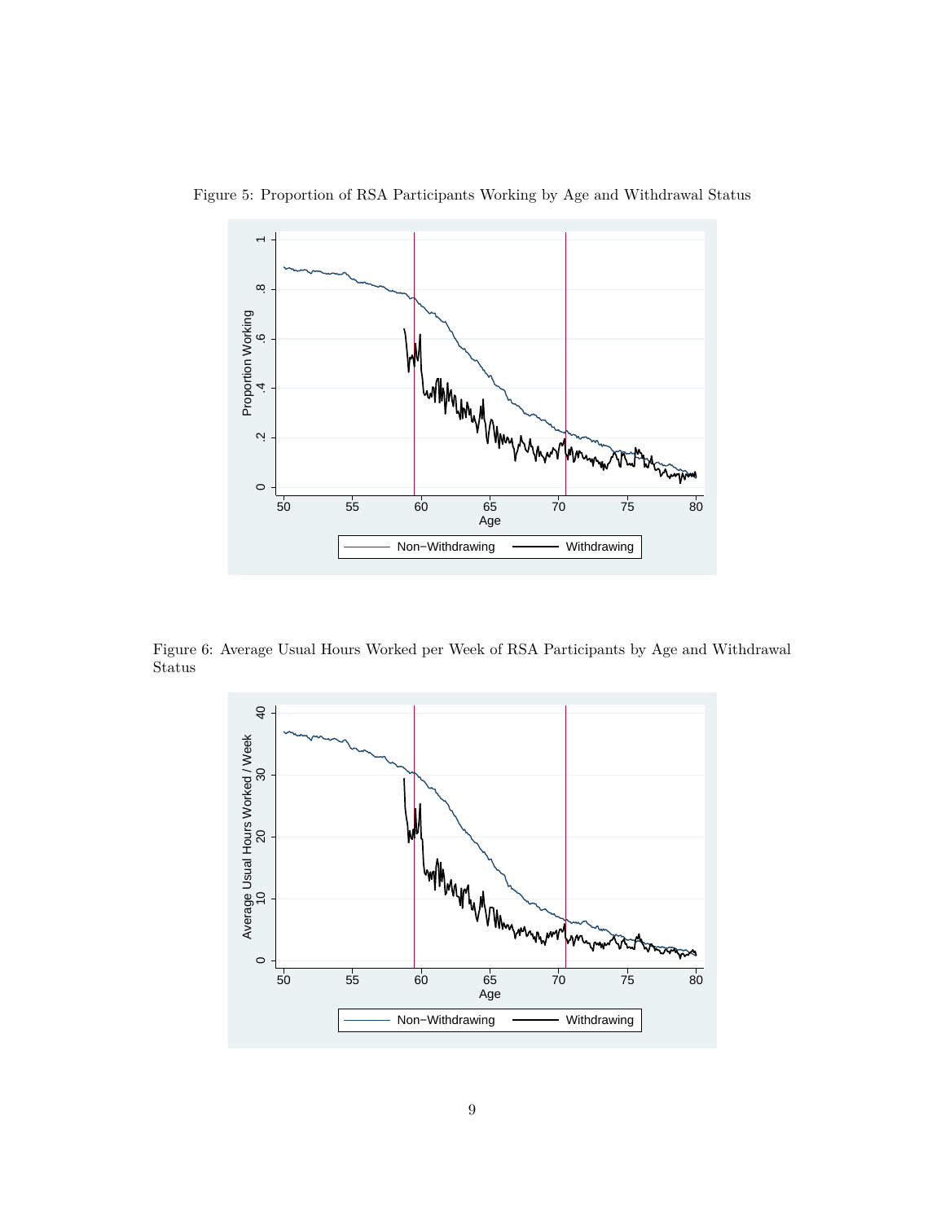Figure 5: Proportion of RSA Participants Working by Age and Withdrawal Status

Figure 6: Average Usual Hours Worked per Week of RSA Participants by Age and Withdrawal Status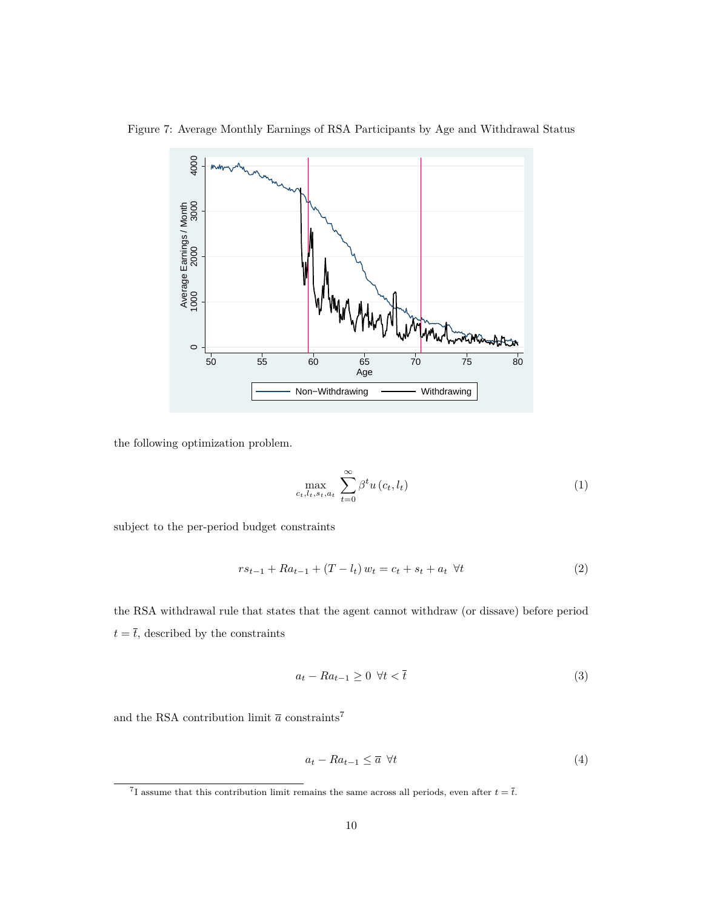Figure 7: Average Monthly Earnings of RSA Participants by Age and Withdrawal Status

the following optimization problem.

$$\max_{c_t, l_t, s_t, a_t} \sum_{t=0}^{\infty} \beta^t u(c_t, l_t) \tag{1}$$

subject to the per-period budget constraints

$$rs_{t-1} + Ra_{t-1} + (T - l_t) w_t = c_t + s_t + a_t \;\; \forall t \tag{2}$$

the RSA withdrawal rule that states that the agent cannot withdraw (or dissave) before period $t = \bar{t}$, described by the constraints

$$a_t - Ra_{t-1} \geq 0 \;\; \forall t < \bar{t} \tag{3}$$

and the RSA contribution limit $\bar{a}$ constraints[7]

$$a_t - Ra_{t-1} \leq \bar{a} \;\; \forall t \tag{4}$$

[7] I assume that this contribution limit remains the same across all periods, even after $t = \bar{t}$.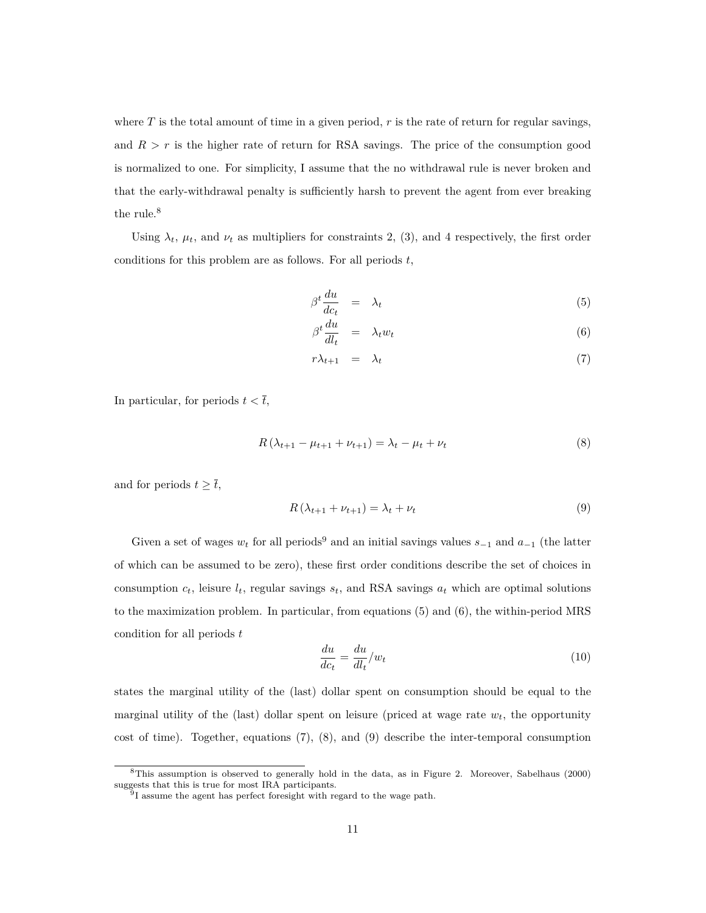where $T$ is the total amount of time in a given period, $r$ is the rate of return for regular savings, and $R > r$ is the higher rate of return for RSA savings. The price of the consumption good is normalized to one. For simplicity, I assume that the no withdrawal rule is never broken and that the early-withdrawal penalty is sufficiently harsh to prevent the agent from ever breaking the rule.[8]

Using $\lambda_t$, $\mu_t$, and $\nu_t$ as multipliers for constraints 2, (3), and 4 respectively, the first order conditions for this problem are as follows. For all periods $t$,

$$\beta^t \frac{du}{dc_t} = \lambda_t \tag{5}$$

$$\beta^t \frac{du}{dl_t} = \lambda_t w_t \tag{6}$$

$$r\lambda_{t+1} = \lambda_t \tag{7}$$

In particular, for periods $t < \bar{t}$,

$$R\left(\lambda_{t+1} - \mu_{t+1} + \nu_{t+1}\right) = \lambda_t - \mu_t + \nu_t \tag{8}$$

and for periods $t \geq \bar{t}$,

$$R\left(\lambda_{t+1} + \nu_{t+1}\right) = \lambda_t + \nu_t \tag{9}$$

Given a set of wages $w_t$ for all periods[9] and an initial savings values $s_{-1}$ and $a_{-1}$ (the latter of which can be assumed to be zero), these first order conditions describe the set of choices in consumption $c_t$, leisure $l_t$, regular savings $s_t$, and RSA savings $a_t$ which are optimal solutions to the maximization problem. In particular, from equations (5) and (6), the within-period MRS condition for all periods $t$

$$\frac{du}{dc_t} = \frac{du}{dl_t} / w_t \tag{10}$$

states the marginal utility of the (last) dollar spent on consumption should be equal to the marginal utility of the (last) dollar spent on leisure (priced at wage rate $w_t$, the opportunity cost of time). Together, equations (7), (8), and (9) describe the inter-temporal consumption

[8] This assumption is observed to generally hold in the data, as in Figure 2. Moreover, Sabelhaus (2000) suggests that this is true for most IRA participants.

[9] I assume the agent has perfect foresight with regard to the wage path.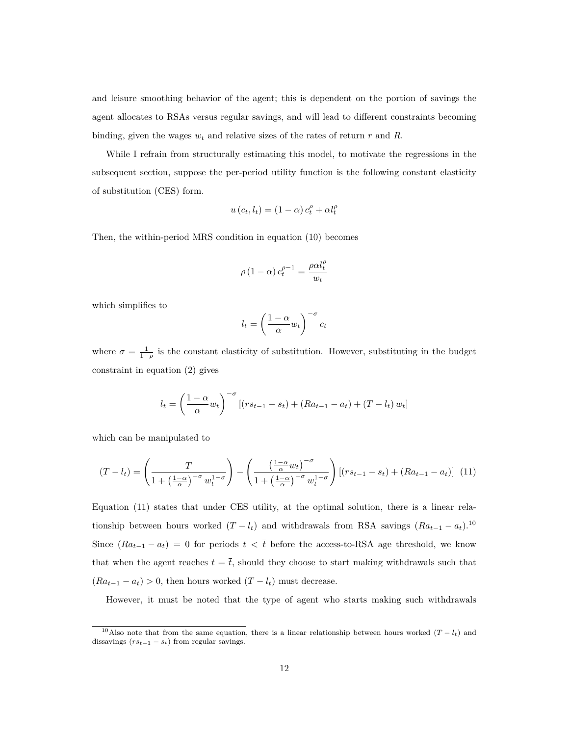and leisure smoothing behavior of the agent; this is dependent on the portion of savings the agent allocates to RSAs versus regular savings, and will lead to different constraints becoming binding, given the wages $w_t$ and relative sizes of the rates of return $r$ and $R$.

While I refrain from structurally estimating this model, to motivate the regressions in the subsequent section, suppose the per-period utility function is the following constant elasticity of substitution (CES) form.

$$u\left(c_t, l_t\right) = \left(1-\alpha\right) c_t^{\rho} + \alpha l_t^{\rho}$$

Then, the within-period MRS condition in equation (10) becomes

$$\rho\left(1-\alpha\right) c_t^{\rho-1} = \frac{\rho \alpha l_t^{\rho}}{w_t}$$

which simplifies to

$$l_t = \left(\frac{1-\alpha}{\alpha} w_t\right)^{-\sigma} c_t$$

where $\sigma = \frac{1}{1-\rho}$ is the constant elasticity of substitution. However, substituting in the budget constraint in equation (2) gives

$$l_t = \left(\frac{1-\alpha}{\alpha} w_t\right)^{-\sigma} \left[\left(r s_{t-1} - s_t\right) + \left(R a_{t-1} - a_t\right) + \left(T - l_t\right) w_t\right]$$

which can be manipulated to

$$\left(T - l_t\right) = \left(\frac{T}{1 + \left(\frac{1-\alpha}{\alpha}\right)^{-\sigma} w_t^{1-\sigma}}\right) - \left(\frac{\left(\frac{1-\alpha}{\alpha} w_t\right)^{-\sigma}}{1 + \left(\frac{1-\alpha}{\alpha}\right)^{-\sigma} w_t^{1-\sigma}}\right) \left[\left(r s_{t-1} - s_t\right) + \left(R a_{t-1} - a_t\right)\right] \quad (11)$$

Equation (11) states that under CES utility, at the optimal solution, there is a linear relationship between hours worked $(T - l_t)$ and withdrawals from RSA savings $(R a_{t-1} - a_t)$.[10] Since $(R a_{t-1} - a_t) = 0$ for periods $t < \bar{t}$ before the access-to-RSA age threshold, we know that when the agent reaches $t = \bar{t}$, should they choose to start making withdrawals such that $(R a_{t-1} - a_t) > 0$, then hours worked $(T - l_t)$ must decrease.

However, it must be noted that the type of agent who starts making such withdrawals

[10] Also note that from the same equation, there is a linear relationship between hours worked $(T - l_t)$ and dissavings $(r s_{t-1} - s_t)$ from regular savings.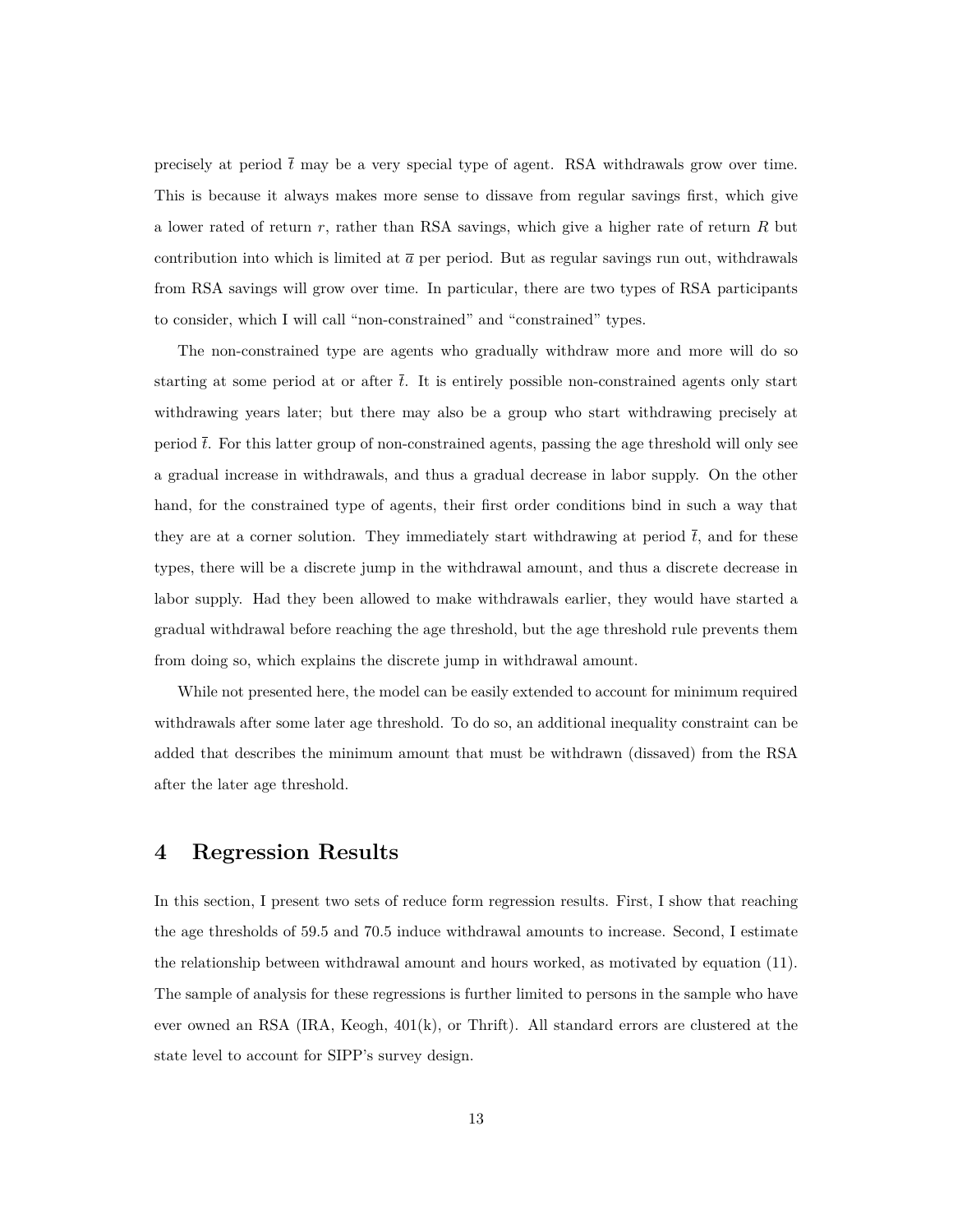precisely at period $\bar{t}$ may be a very special type of agent. RSA withdrawals grow over time. This is because it always makes more sense to dissave from regular savings first, which give a lower rated of return $r$, rather than RSA savings, which give a higher rate of return $R$ but contribution into which is limited at $\bar{a}$ per period. But as regular savings run out, withdrawals from RSA savings will grow over time. In particular, there are two types of RSA participants to consider, which I will call "non-constrained" and "constrained" types.

The non-constrained type are agents who gradually withdraw more and more will do so starting at some period at or after $\bar{t}$. It is entirely possible non-constrained agents only start withdrawing years later; but there may also be a group who start withdrawing precisely at period $\bar{t}$. For this latter group of non-constrained agents, passing the age threshold will only see a gradual increase in withdrawals, and thus a gradual decrease in labor supply. On the other hand, for the constrained type of agents, their first order conditions bind in such a way that they are at a corner solution. They immediately start withdrawing at period $\bar{t}$, and for these types, there will be a discrete jump in the withdrawal amount, and thus a discrete decrease in labor supply. Had they been allowed to make withdrawals earlier, they would have started a gradual withdrawal before reaching the age threshold, but the age threshold rule prevents them from doing so, which explains the discrete jump in withdrawal amount.

While not presented here, the model can be easily extended to account for minimum required withdrawals after some later age threshold. To do so, an additional inequality constraint can be added that describes the minimum amount that must be withdrawn (dissaved) from the RSA after the later age threshold.

# 4 Regression Results

In this section, I present two sets of reduce form regression results. First, I show that reaching the age thresholds of 59.5 and 70.5 induce withdrawal amounts to increase. Second, I estimate the relationship between withdrawal amount and hours worked, as motivated by equation (11). The sample of analysis for these regressions is further limited to persons in the sample who have ever owned an RSA (IRA, Keogh, 401(k), or Thrift). All standard errors are clustered at the state level to account for SIPP's survey design.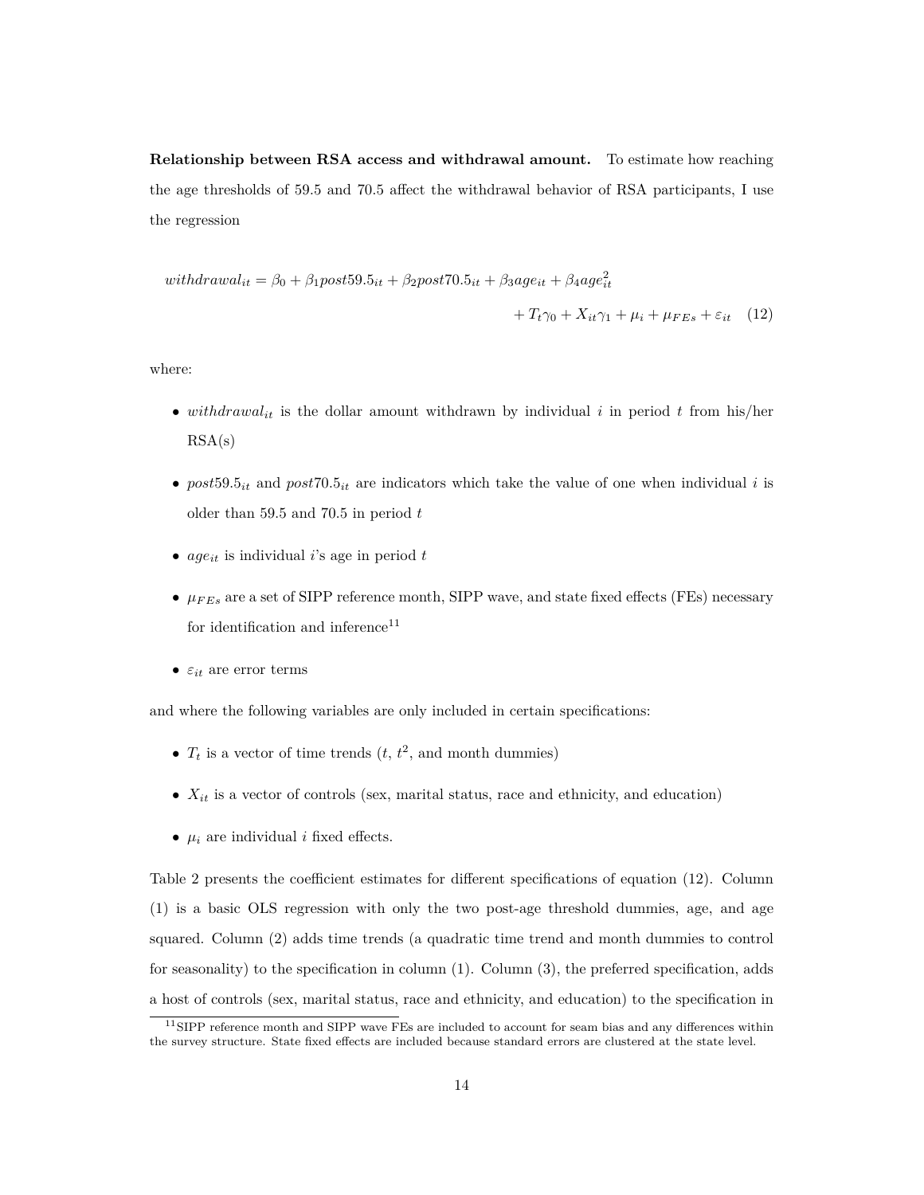**Relationship between RSA access and withdrawal amount.** To estimate how reaching the age thresholds of 59.5 and 70.5 affect the withdrawal behavior of RSA participants, I use the regression

$$withdrawal_{it} = \beta_0 + \beta_1 post59.5_{it} + \beta_2 post70.5_{it} + \beta_3 age_{it} + \beta_4 age_{it}^2 + T_t\gamma_0 + X_{it}\gamma_1 + \mu_i + \mu_{FEs} + \varepsilon_{it} \quad (12)$$

where:

- $withdrawal_{it}$ is the dollar amount withdrawn by individual $i$ in period $t$ from his/her RSA(s)
- $post59.5_{it}$ and $post70.5_{it}$ are indicators which take the value of one when individual $i$ is older than 59.5 and 70.5 in period $t$
- $age_{it}$ is individual $i$'s age in period $t$
- $\mu_{FEs}$ are a set of SIPP reference month, SIPP wave, and state fixed effects (FEs) necessary for identification and inference[11]
- $\varepsilon_{it}$ are error terms

and where the following variables are only included in certain specifications:

- $T_t$ is a vector of time trends ($t$, $t^2$, and month dummies)
- $X_{it}$ is a vector of controls (sex, marital status, race and ethnicity, and education)
- $\mu_i$ are individual $i$ fixed effects.

Table 2 presents the coefficient estimates for different specifications of equation (12). Column (1) is a basic OLS regression with only the two post-age threshold dummies, age, and age squared. Column (2) adds time trends (a quadratic time trend and month dummies to control for seasonality) to the specification in column (1). Column (3), the preferred specification, adds a host of controls (sex, marital status, race and ethnicity, and education) to the specification in

[11] SIPP reference month and SIPP wave FEs are included to account for seam bias and any differences within the survey structure. State fixed effects are included because standard errors are clustered at the state level.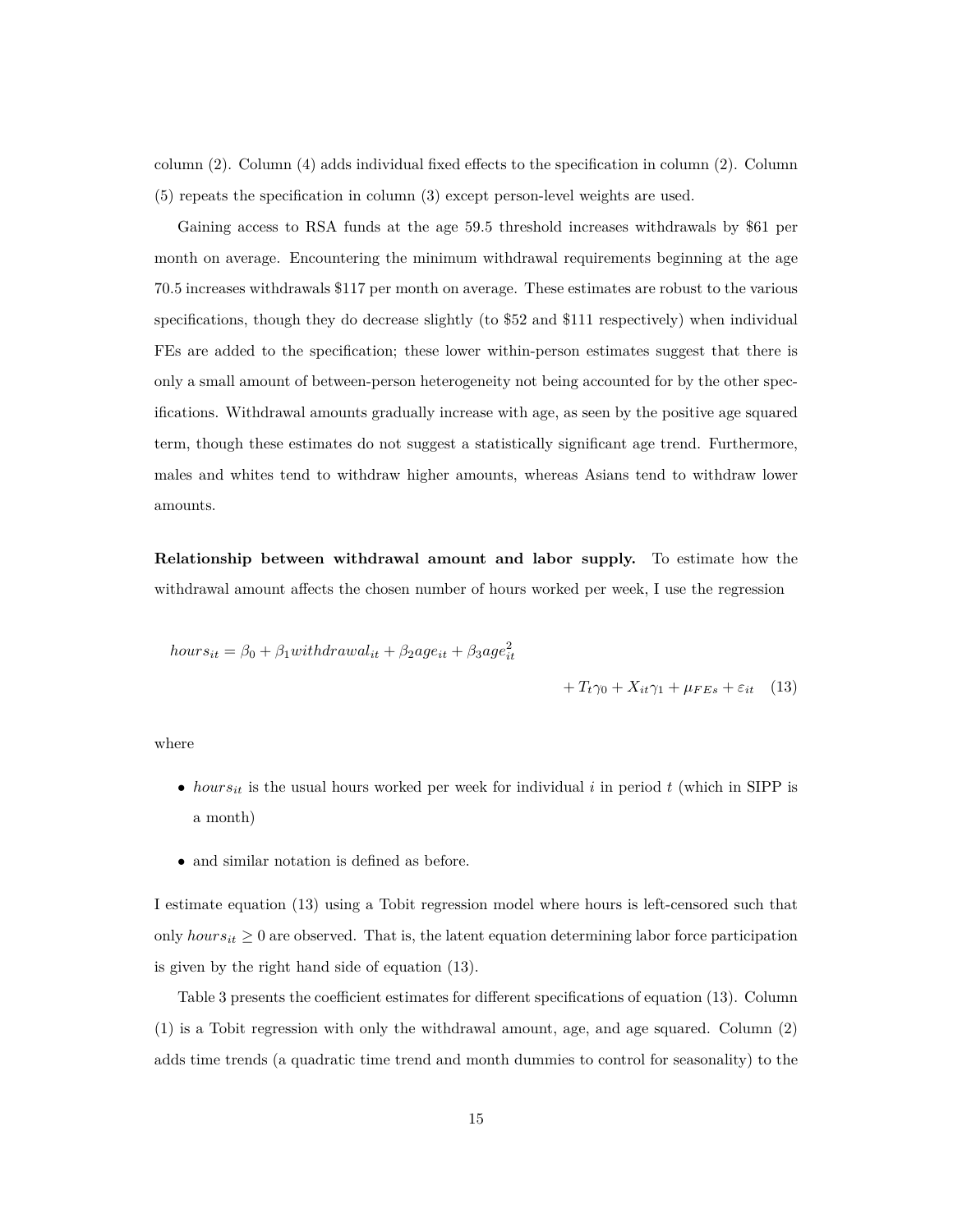column (2). Column (4) adds individual fixed effects to the specification in column (2). Column (5) repeats the specification in column (3) except person-level weights are used.

Gaining access to RSA funds at the age 59.5 threshold increases withdrawals by $61 per month on average. Encountering the minimum withdrawal requirements beginning at the age 70.5 increases withdrawals $117 per month on average. These estimates are robust to the various specifications, though they do decrease slightly (to $52 and $111 respectively) when individual FEs are added to the specification; these lower within-person estimates suggest that there is only a small amount of between-person heterogeneity not being accounted for by the other specifications. Withdrawal amounts gradually increase with age, as seen by the positive age squared term, though these estimates do not suggest a statistically significant age trend. Furthermore, males and whites tend to withdraw higher amounts, whereas Asians tend to withdraw lower amounts.

**Relationship between withdrawal amount and labor supply.** To estimate how the withdrawal amount affects the chosen number of hours worked per week, I use the regression

$$hours_{it} = \beta_0 + \beta_1 withdrawal_{it} + \beta_2 age_{it} + \beta_3 age_{it}^2 + T_t\gamma_0 + X_{it}\gamma_1 + \mu_{FEs} + \varepsilon_{it} \quad (13)$$

where

- $hours_{it}$ is the usual hours worked per week for individual $i$ in period $t$ (which in SIPP is a month)
- and similar notation is defined as before.

I estimate equation (13) using a Tobit regression model where hours is left-censored such that only $hours_{it} \geq 0$ are observed. That is, the latent equation determining labor force participation is given by the right hand side of equation (13).

Table 3 presents the coefficient estimates for different specifications of equation (13). Column (1) is a Tobit regression with only the withdrawal amount, age, and age squared. Column (2) adds time trends (a quadratic time trend and month dummies to control for seasonality) to the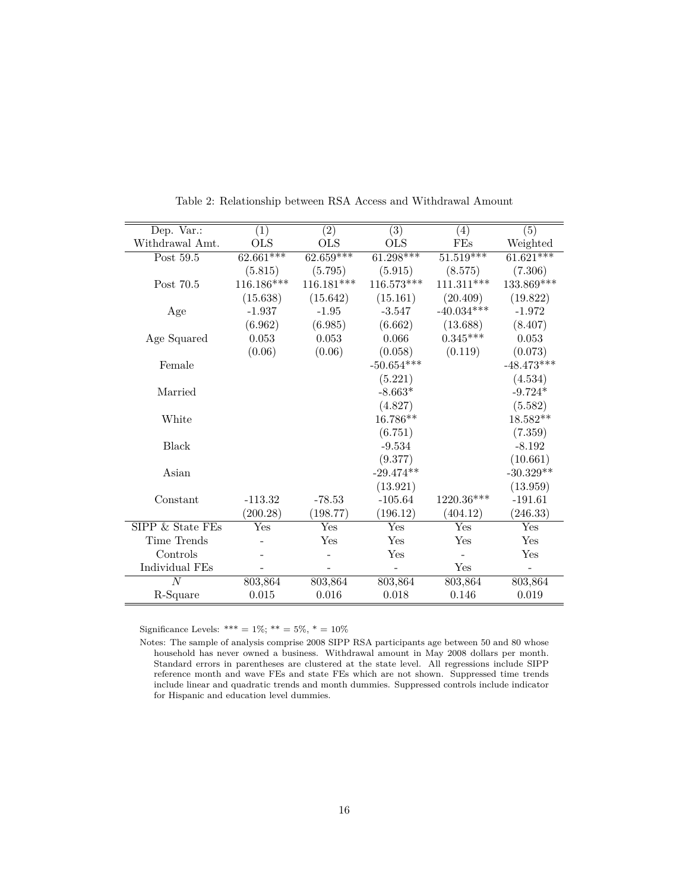Table 2: Relationship between RSA Access and Withdrawal Amount

| Dep. Var.: Withdrawal Amt. | (1) OLS | (2) OLS | (3) OLS | (4) FEs | (5) Weighted |
|---|---|---|---|---|---|
| Post 59.5 | 62.661*** | 62.659*** | 61.298*** | 51.519*** | 61.621*** |
| | (5.815) | (5.795) | (5.915) | (8.575) | (7.306) |
| Post 70.5 | 116.186*** | 116.181*** | 116.573*** | 111.311*** | 133.869*** |
| | (15.638) | (15.642) | (15.161) | (20.409) | (19.822) |
| Age | -1.937 | -1.95 | -3.547 | -40.034*** | -1.972 |
| | (6.962) | (6.985) | (6.662) | (13.688) | (8.407) |
| Age Squared | 0.053 | 0.053 | 0.066 | 0.345*** | 0.053 |
| | (0.06) | (0.06) | (0.058) | (0.119) | (0.073) |
| Female | | | -50.654*** | | -48.473*** |
| | | | (5.221) | | (4.534) |
| Married | | | -8.663* | | -9.724* |
| | | | (4.827) | | (5.582) |
| White | | | 16.786** | | 18.582** |
| | | | (6.751) | | (7.359) |
| Black | | | -9.534 | | -8.192 |
| | | | (9.377) | | (10.661) |
| Asian | | | -29.474** | | -30.329** |
| | | | (13.921) | | (13.959) |
| Constant | -113.32 | -78.53 | -105.64 | 1220.36*** | -191.61 |
| | (200.28) | (198.77) | (196.12) | (404.12) | (246.33) |
| SIPP & State FEs | Yes | Yes | Yes | Yes | Yes |
| Time Trends | - | Yes | Yes | Yes | Yes |
| Controls | - | - | Yes | - | Yes |
| Individual FEs | - | - | - | Yes | - |
| $N$ | 803,864 | 803,864 | 803,864 | 803,864 | 803,864 |
| R-Square | 0.015 | 0.016 | 0.018 | 0.146 | 0.019 |

Significance Levels: *** = 1%; ** = 5%, * = 10%

Notes: The sample of analysis comprise 2008 SIPP RSA participants age between 50 and 80 whose household has never owned a business. Withdrawal amount in May 2008 dollars per month. Standard errors in parentheses are clustered at the state level. All regressions include SIPP reference month and wave FEs and state FEs which are not shown. Suppressed time trends include linear and quadratic trends and month dummies. Suppressed controls include indicator for Hispanic and education level dummies.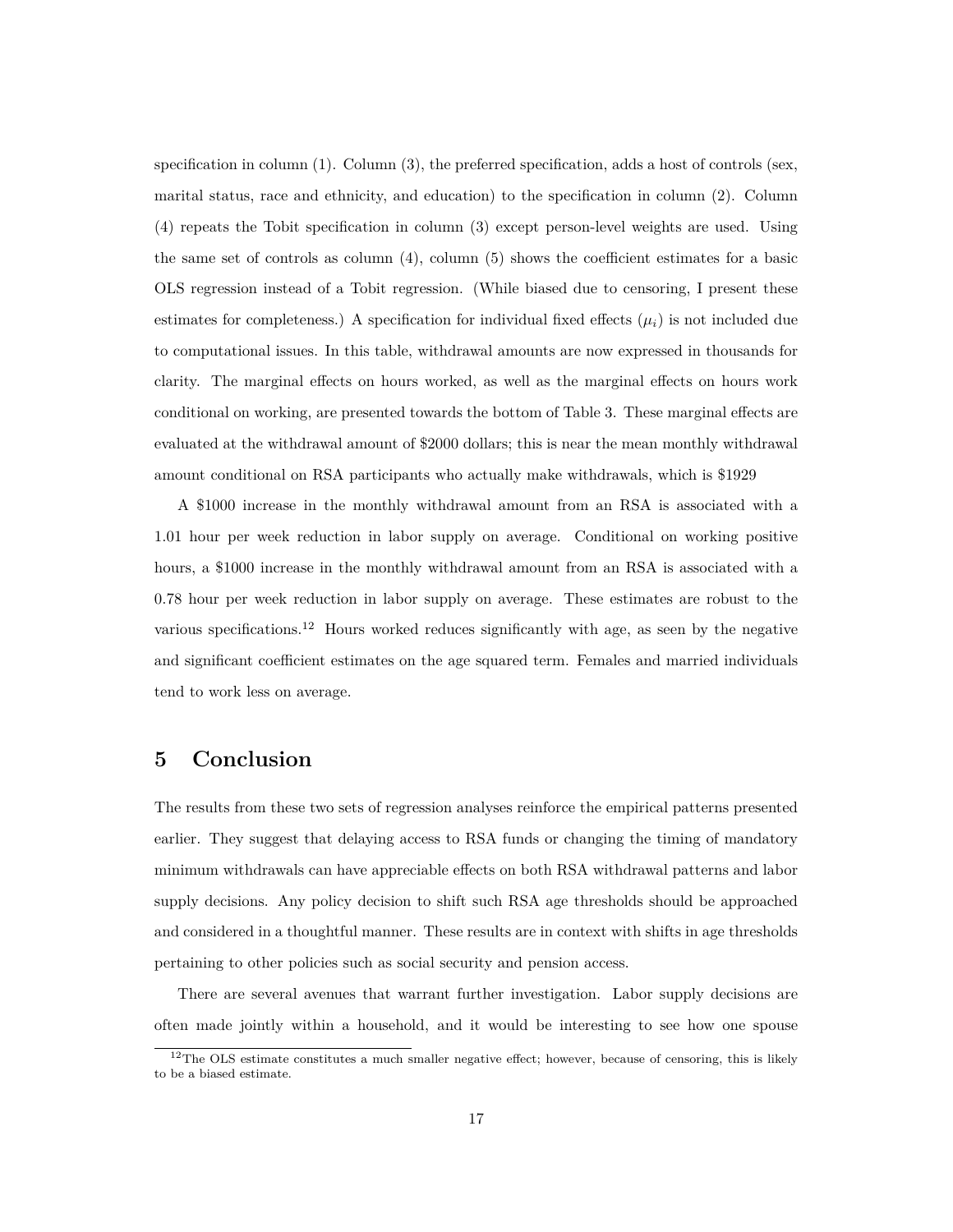specification in column (1). Column (3), the preferred specification, adds a host of controls (sex, marital status, race and ethnicity, and education) to the specification in column (2). Column (4) repeats the Tobit specification in column (3) except person-level weights are used. Using the same set of controls as column (4), column (5) shows the coefficient estimates for a basic OLS regression instead of a Tobit regression. (While biased due to censoring, I present these estimates for completeness.) A specification for individual fixed effects ($\mu_i$) is not included due to computational issues. In this table, withdrawal amounts are now expressed in thousands for clarity. The marginal effects on hours worked, as well as the marginal effects on hours work conditional on working, are presented towards the bottom of Table 3. These marginal effects are evaluated at the withdrawal amount of $2000 dollars; this is near the mean monthly withdrawal amount conditional on RSA participants who actually make withdrawals, which is $1929

A $1000 increase in the monthly withdrawal amount from an RSA is associated with a 1.01 hour per week reduction in labor supply on average. Conditional on working positive hours, a $1000 increase in the monthly withdrawal amount from an RSA is associated with a 0.78 hour per week reduction in labor supply on average. These estimates are robust to the various specifications.[12] Hours worked reduces significantly with age, as seen by the negative and significant coefficient estimates on the age squared term. Females and married individuals tend to work less on average.

# 5 Conclusion

The results from these two sets of regression analyses reinforce the empirical patterns presented earlier. They suggest that delaying access to RSA funds or changing the timing of mandatory minimum withdrawals can have appreciable effects on both RSA withdrawal patterns and labor supply decisions. Any policy decision to shift such RSA age thresholds should be approached and considered in a thoughtful manner. These results are in context with shifts in age thresholds pertaining to other policies such as social security and pension access.

There are several avenues that warrant further investigation. Labor supply decisions are often made jointly within a household, and it would be interesting to see how one spouse

[12] The OLS estimate constitutes a much smaller negative effect; however, because of censoring, this is likely to be a biased estimate.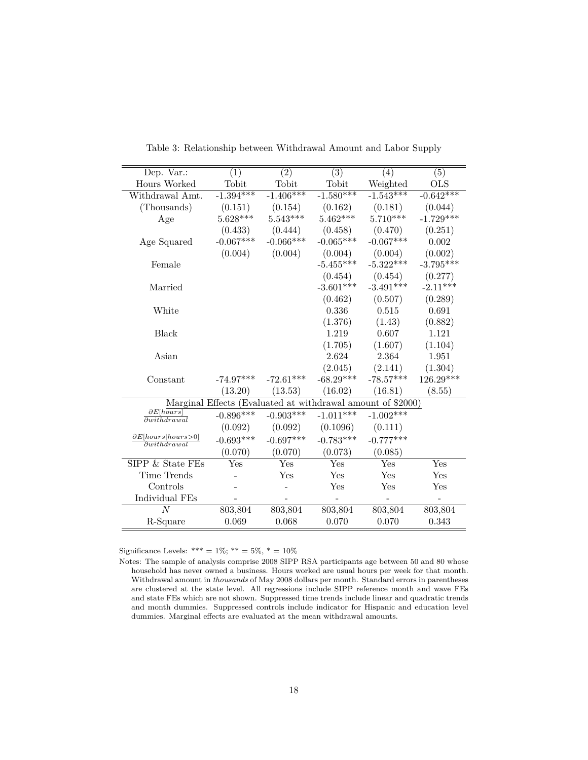Table 3: Relationship between Withdrawal Amount and Labor Supply

| Dep. Var.: | (1) | (2) | (3) | (4) | (5) |
|---|---|---|---|---|---|
| Hours Worked | Tobit | Tobit | Tobit | Weighted | OLS |
| Withdrawal Amt. | -1.394*** | -1.406*** | -1.580*** | -1.543*** | -0.642*** |
| (Thousands) | (0.151) | (0.154) | (0.162) | (0.181) | (0.044) |
| Age | 5.628*** | 5.543*** | 5.462*** | 5.710*** | -1.729*** |
| | (0.433) | (0.444) | (0.458) | (0.470) | (0.251) |
| Age Squared | -0.067*** | -0.066*** | -0.065*** | -0.067*** | 0.002 |
| | (0.004) | (0.004) | (0.004) | (0.004) | (0.002) |
| Female | | | -5.455*** | -5.322*** | -3.795*** |
| | | | (0.454) | (0.454) | (0.277) |
| Married | | | -3.601*** | -3.491*** | -2.11*** |
| | | | (0.462) | (0.507) | (0.289) |
| White | | | 0.336 | 0.515 | 0.691 |
| | | | (1.376) | (1.43) | (0.882) |
| Black | | | 1.219 | 0.607 | 1.121 |
| | | | (1.705) | (1.607) | (1.104) |
| Asian | | | 2.624 | 2.364 | 1.951 |
| | | | (2.045) | (2.141) | (1.304) |
| Constant | -74.97*** | -72.61*** | -68.29*** | -78.57*** | 126.29*** |
| | (13.20) | (13.53) | (16.02) | (16.81) | (8.55) |
| Marginal Effects (Evaluated at withdrawal amount of $2000) | | | | | |
| $\frac{\partial E[hours]}{\partial withdrawal}$ | -0.896*** | -0.903*** | -1.011*** | -1.002*** | |
| | (0.092) | (0.092) | (0.1096) | (0.111) | |
| $\frac{\partial E[hours \mid hours>0]}{\partial withdrawal}$ | -0.693*** | -0.697*** | -0.783*** | -0.777*** | |
| | (0.070) | (0.070) | (0.073) | (0.085) | |
| SIPP & State FEs | Yes | Yes | Yes | Yes | Yes |
| Time Trends | - | Yes | Yes | Yes | Yes |
| Controls | - | - | Yes | Yes | Yes |
| Individual FEs | - | - | - | - | - |
| $N$ | 803,804 | 803,804 | 803,804 | 803,804 | 803,804 |
| R-Square | 0.069 | 0.068 | 0.070 | 0.070 | 0.343 |

Significance Levels: *** = 1%; ** = 5%, * = 10%

Notes: The sample of analysis comprise 2008 SIPP RSA participants age between 50 and 80 whose household has never owned a business. Hours worked are usual hours per week for that month. Withdrawal amount in *thousands* of May 2008 dollars per month. Standard errors in parentheses are clustered at the state level. All regressions include SIPP reference month and wave FEs and state FEs which are not shown. Suppressed time trends include linear and quadratic trends and month dummies. Suppressed controls include indicator for Hispanic and education level dummies. Marginal effects are evaluated at the mean withdrawal amounts.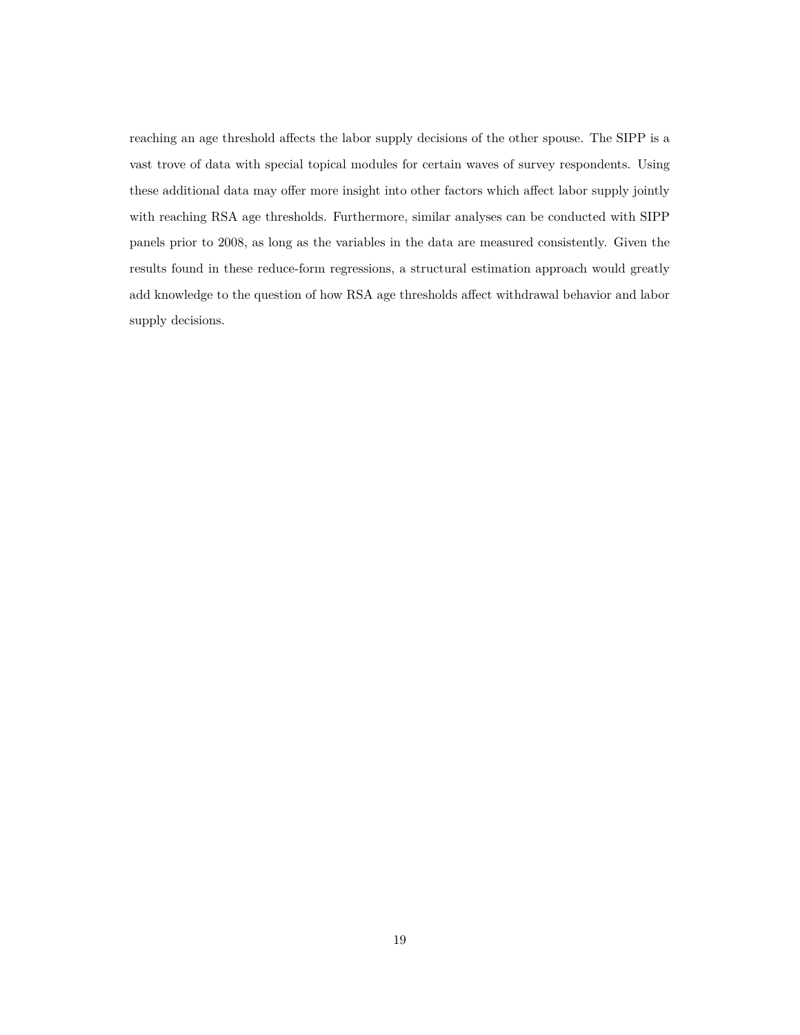reaching an age threshold affects the labor supply decisions of the other spouse. The SIPP is a vast trove of data with special topical modules for certain waves of survey respondents. Using these additional data may offer more insight into other factors which affect labor supply jointly with reaching RSA age thresholds. Furthermore, similar analyses can be conducted with SIPP panels prior to 2008, as long as the variables in the data are measured consistently. Given the results found in these reduce-form regressions, a structural estimation approach would greatly add knowledge to the question of how RSA age thresholds affect withdrawal behavior and labor supply decisions.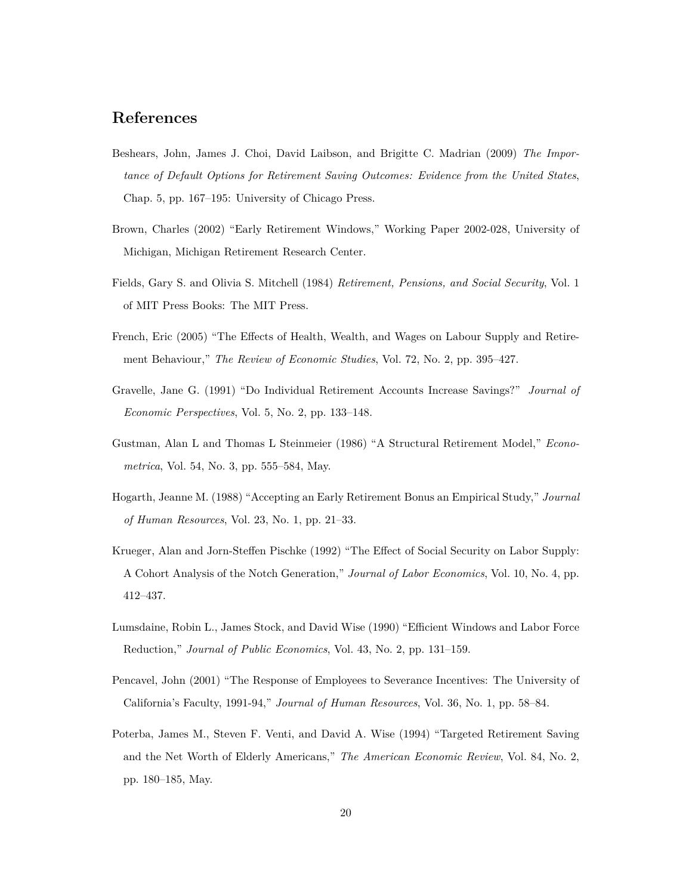## References

Beshears, John, James J. Choi, David Laibson, and Brigitte C. Madrian (2009) *The Importance of Default Options for Retirement Saving Outcomes: Evidence from the United States*, Chap. 5, pp. 167–195: University of Chicago Press.

Brown, Charles (2002) "Early Retirement Windows," Working Paper 2002-028, University of Michigan, Michigan Retirement Research Center.

Fields, Gary S. and Olivia S. Mitchell (1984) *Retirement, Pensions, and Social Security*, Vol. 1 of MIT Press Books: The MIT Press.

French, Eric (2005) "The Effects of Health, Wealth, and Wages on Labour Supply and Retirement Behaviour," *The Review of Economic Studies*, Vol. 72, No. 2, pp. 395–427.

Gravelle, Jane G. (1991) "Do Individual Retirement Accounts Increase Savings?" *Journal of Economic Perspectives*, Vol. 5, No. 2, pp. 133–148.

Gustman, Alan L and Thomas L Steinmeier (1986) "A Structural Retirement Model," *Econometrica*, Vol. 54, No. 3, pp. 555–584, May.

Hogarth, Jeanne M. (1988) "Accepting an Early Retirement Bonus an Empirical Study," *Journal of Human Resources*, Vol. 23, No. 1, pp. 21–33.

Krueger, Alan and Jorn-Steffen Pischke (1992) "The Effect of Social Security on Labor Supply: A Cohort Analysis of the Notch Generation," *Journal of Labor Economics*, Vol. 10, No. 4, pp. 412–437.

Lumsdaine, Robin L., James Stock, and David Wise (1990) "Efficient Windows and Labor Force Reduction," *Journal of Public Economics*, Vol. 43, No. 2, pp. 131–159.

Pencavel, John (2001) "The Response of Employees to Severance Incentives: The University of California's Faculty, 1991-94," *Journal of Human Resources*, Vol. 36, No. 1, pp. 58–84.

Poterba, James M., Steven F. Venti, and David A. Wise (1994) "Targeted Retirement Saving and the Net Worth of Elderly Americans," *The American Economic Review*, Vol. 84, No. 2, pp. 180–185, May.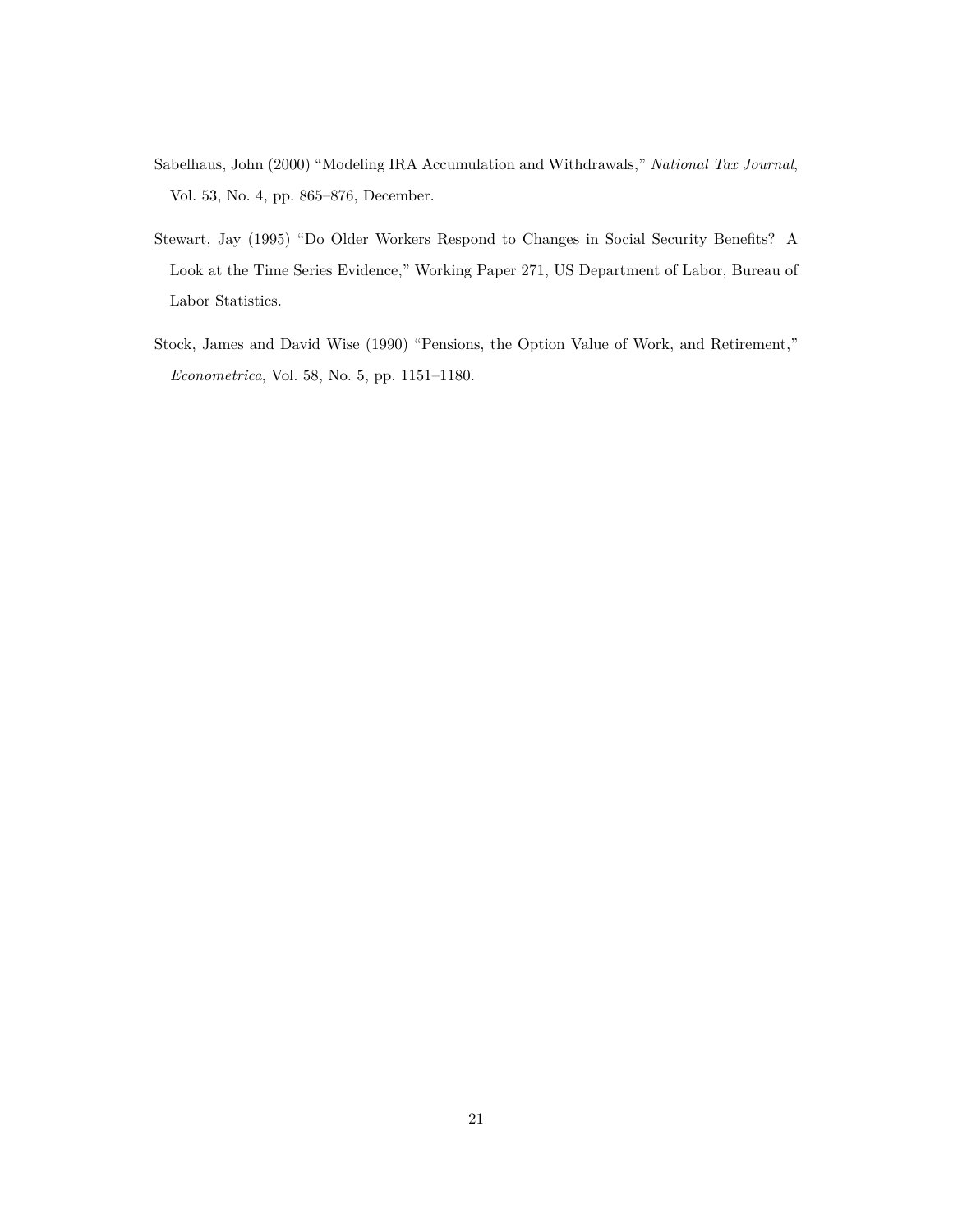Sabelhaus, John (2000) "Modeling IRA Accumulation and Withdrawals," *National Tax Journal*, Vol. 53, No. 4, pp. 865–876, December.

Stewart, Jay (1995) "Do Older Workers Respond to Changes in Social Security Benefits? A Look at the Time Series Evidence," Working Paper 271, US Department of Labor, Bureau of Labor Statistics.

Stock, James and David Wise (1990) "Pensions, the Option Value of Work, and Retirement," *Econometrica*, Vol. 58, No. 5, pp. 1151–1180.